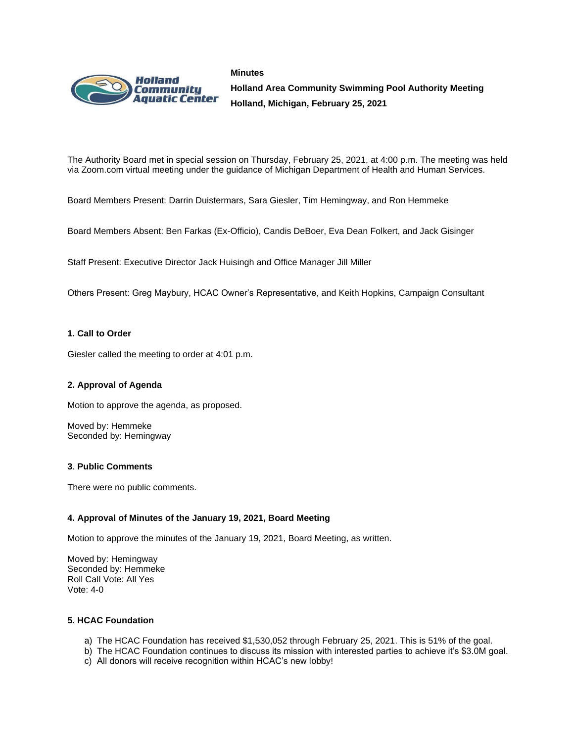**Minutes**

**Holland Area Community Swimming Pool Authority Meeting**

**Holland, Michigan, February 25, 2021**

The Authority Board met in special session on Thursday, February 25, 2021, at 4:00 p.m. The meeting was held via Zoom.com virtual meeting under the guidance of Michigan Department of Health and Human Services.

Board Members Present: Darrin Duistermars, Sara Giesler, Tim Hemingway, and Ron Hemmeke

Board Members Absent: Ben Farkas (Ex-Officio), Candis DeBoer, Eva Dean Folkert, and Jack Gisinger

Staff Present: Executive Director Jack Huisingh and Office Manager Jill Miller

Others Present: Greg Maybury, HCAC Owner's Representative, and Keith Hopkins, Campaign Consultant

#### 1. Call to Order

Giesler called the meeting to order at 4:01 p.m.

#### 2. Approval of Agenda

Motion to approve the agenda, as proposed.

Moved by: Hemmeke
Seconded by: Hemingway

#### 3. Public Comments

There were no public comments.

#### 4. Approval of Minutes of the January 19, 2021, Board Meeting

Motion to approve the minutes of the January 19, 2021, Board Meeting, as written.

Moved by: Hemingway
Seconded by: Hemmeke
Roll Call Vote: All Yes
Vote: 4-0

#### 5. HCAC Foundation

a) The HCAC Foundation has received $1,530,052 through February 25, 2021. This is 51% of the goal.
b) The HCAC Foundation continues to discuss its mission with interested parties to achieve it's $3.0M goal.
c) All donors will receive recognition within HCAC's new lobby!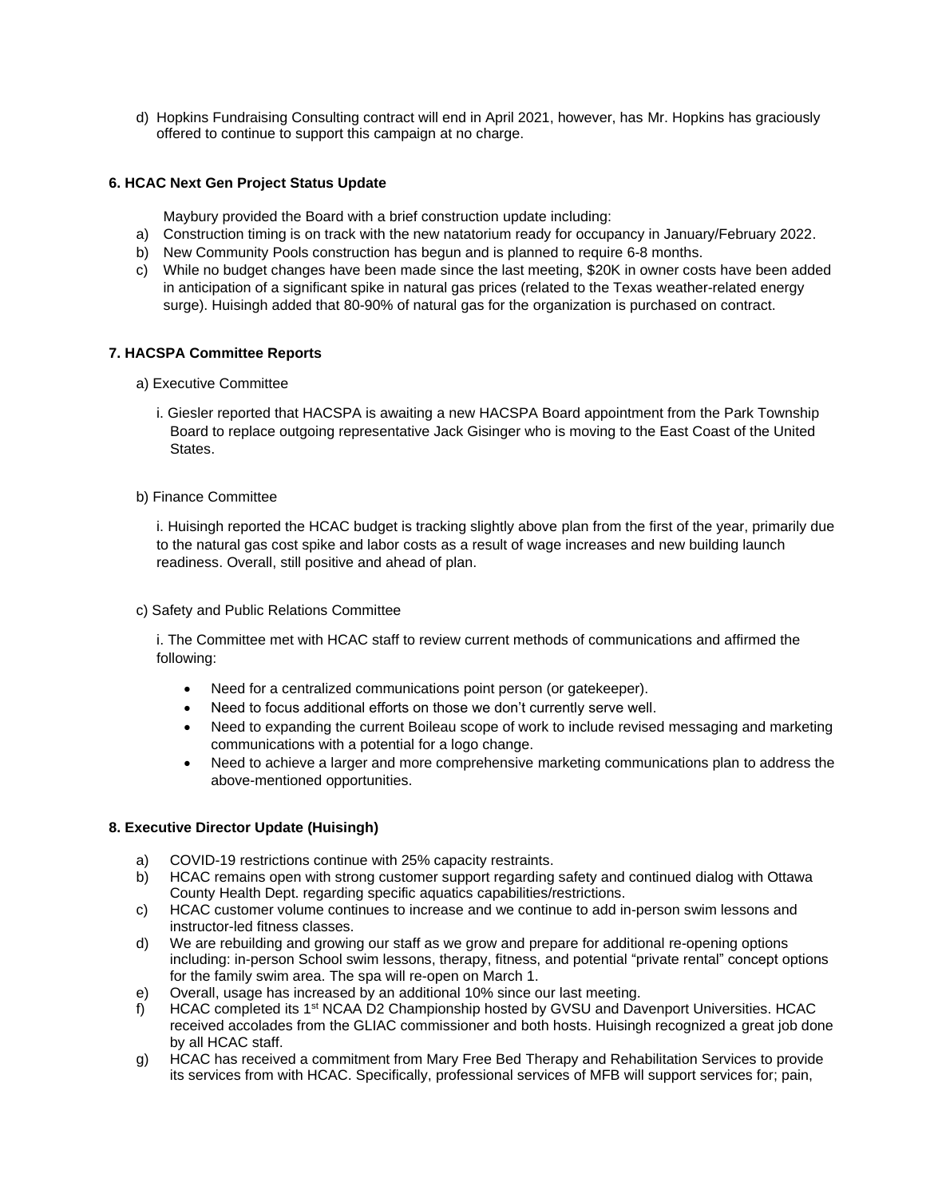d) Hopkins Fundraising Consulting contract will end in April 2021, however, has Mr. Hopkins has graciously offered to continue to support this campaign at no charge.

**6. HCAC Next Gen Project Status Update**

Maybury provided the Board with a brief construction update including:

a) Construction timing is on track with the new natatorium ready for occupancy in January/February 2022.
b) New Community Pools construction has begun and is planned to require 6-8 months.
c) While no budget changes have been made since the last meeting, $20K in owner costs have been added in anticipation of a significant spike in natural gas prices (related to the Texas weather-related energy surge). Huisingh added that 80-90% of natural gas for the organization is purchased on contract.

**7. HACSPA Committee Reports**

a) Executive Committee

i. Giesler reported that HACSPA is awaiting a new HACSPA Board appointment from the Park Township Board to replace outgoing representative Jack Gisinger who is moving to the East Coast of the United States.

b) Finance Committee

i. Huisingh reported the HCAC budget is tracking slightly above plan from the first of the year, primarily due to the natural gas cost spike and labor costs as a result of wage increases and new building launch readiness. Overall, still positive and ahead of plan.

c) Safety and Public Relations Committee

i. The Committee met with HCAC staff to review current methods of communications and affirmed the following:

- Need for a centralized communications point person (or gatekeeper).
- Need to focus additional efforts on those we don't currently serve well.
- Need to expanding the current Boileau scope of work to include revised messaging and marketing communications with a potential for a logo change.
- Need to achieve a larger and more comprehensive marketing communications plan to address the above-mentioned opportunities.

**8. Executive Director Update (Huisingh)**

a) COVID-19 restrictions continue with 25% capacity restraints.
b) HCAC remains open with strong customer support regarding safety and continued dialog with Ottawa County Health Dept. regarding specific aquatics capabilities/restrictions.
c) HCAC customer volume continues to increase and we continue to add in-person swim lessons and instructor-led fitness classes.
d) We are rebuilding and growing our staff as we grow and prepare for additional re-opening options including: in-person School swim lessons, therapy, fitness, and potential "private rental" concept options for the family swim area. The spa will re-open on March 1.
e) Overall, usage has increased by an additional 10% since our last meeting.
f) HCAC completed its 1st NCAA D2 Championship hosted by GVSU and Davenport Universities. HCAC received accolades from the GLIAC commissioner and both hosts. Huisingh recognized a great job done by all HCAC staff.
g) HCAC has received a commitment from Mary Free Bed Therapy and Rehabilitation Services to provide its services from with HCAC. Specifically, professional services of MFB will support services for; pain,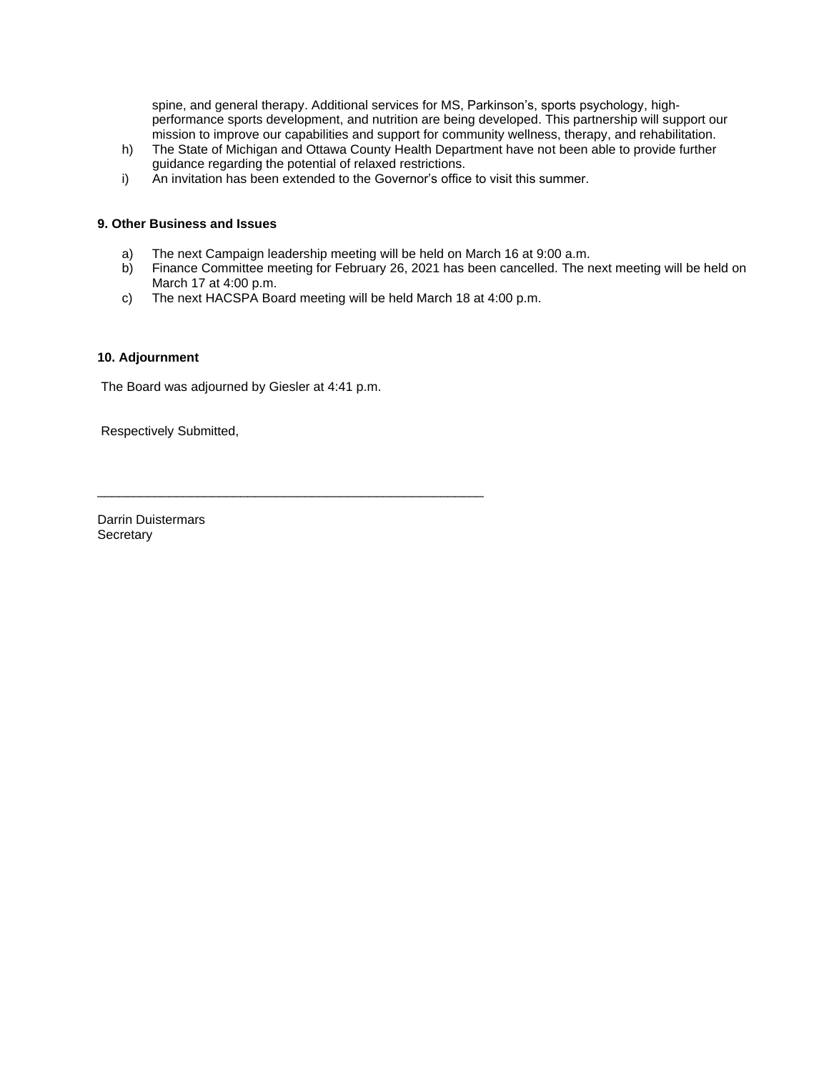spine, and general therapy. Additional services for MS, Parkinson's, sports psychology, high-performance sports development, and nutrition are being developed. This partnership will support our mission to improve our capabilities and support for community wellness, therapy, and rehabilitation.

h) The State of Michigan and Ottawa County Health Department have not been able to provide further guidance regarding the potential of relaxed restrictions.

i) An invitation has been extended to the Governor's office to visit this summer.

**9. Other Business and Issues**

a) The next Campaign leadership meeting will be held on March 16 at 9:00 a.m.

b) Finance Committee meeting for February 26, 2021 has been cancelled. The next meeting will be held on March 17 at 4:00 p.m.

c) The next HACSPA Board meeting will be held March 18 at 4:00 p.m.

**10. Adjournment**

The Board was adjourned by Giesler at 4:41 p.m.

Respectively Submitted,

\_\_\_\_\_\_\_\_\_\_\_\_\_\_\_\_\_\_\_\_\_\_\_\_\_\_\_\_\_\_\_\_\_\_\_\_\_\_\_\_\_\_\_\_\_\_\_\_\_\_\_\_\_\_\_

Darrin Duistermars  
Secretary